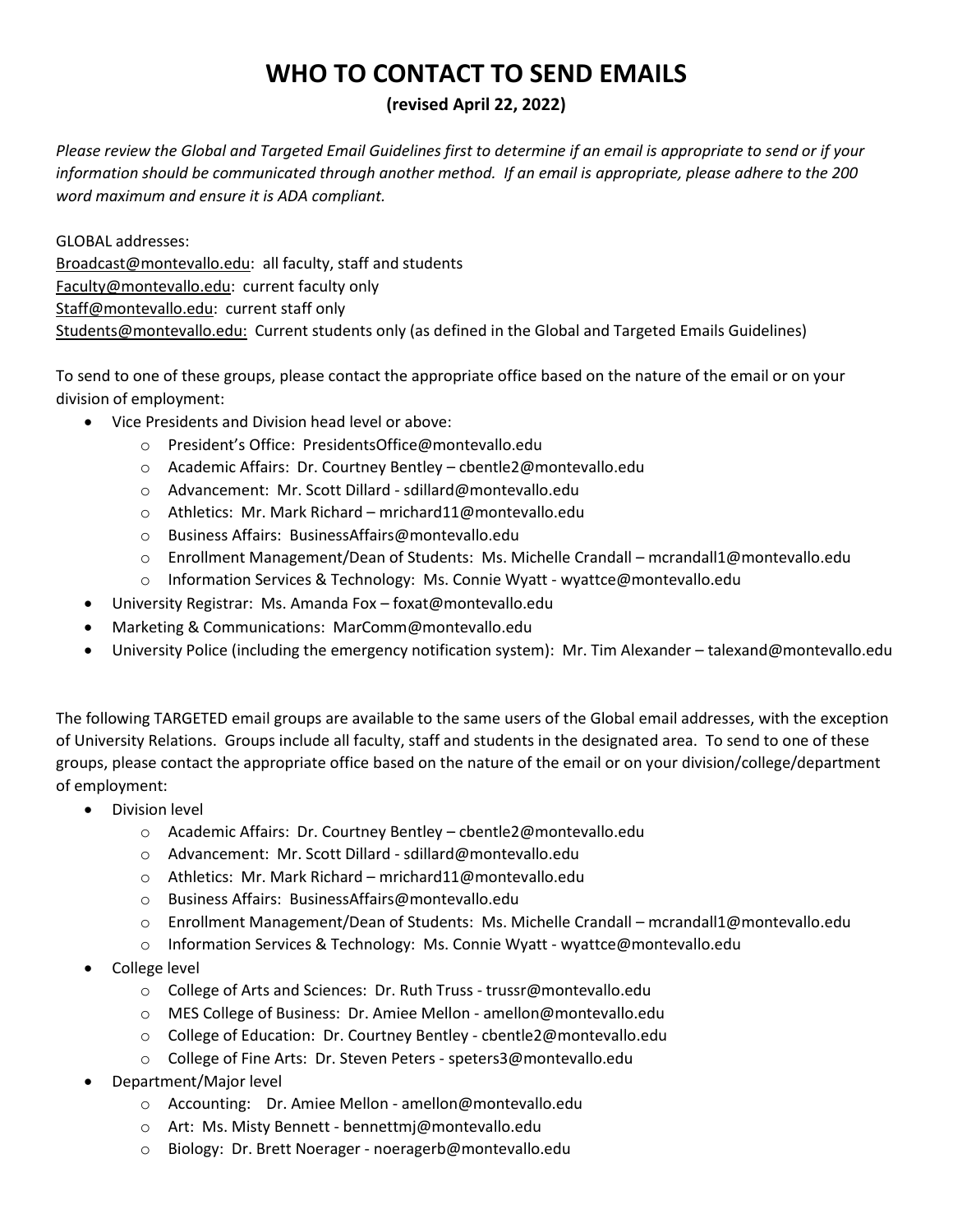# WHO TO CONTACT TO SEND EMAILS

**(revised April 22, 2022)**

*Please review the Global and Targeted Email Guidelines first to determine if an email is appropriate to send or if your information should be communicated through another method. If an email is appropriate, please adhere to the 200 word maximum and ensure it is ADA compliant.*

GLOBAL addresses:
Broadcast@montevallo.edu: all faculty, staff and students
Faculty@montevallo.edu: current faculty only
Staff@montevallo.edu: current staff only
Students@montevallo.edu: Current students only (as defined in the Global and Targeted Emails Guidelines)

To send to one of these groups, please contact the appropriate office based on the nature of the email or on your division of employment:

- Vice Presidents and Division head level or above:
  - President's Office: PresidentsOffice@montevallo.edu
  - Academic Affairs: Dr. Courtney Bentley – cbentle2@montevallo.edu
  - Advancement: Mr. Scott Dillard - sdillard@montevallo.edu
  - Athletics: Mr. Mark Richard – mrichard11@montevallo.edu
  - Business Affairs: BusinessAffairs@montevallo.edu
  - Enrollment Management/Dean of Students: Ms. Michelle Crandall – mcrandall1@montevallo.edu
  - Information Services & Technology: Ms. Connie Wyatt - wyattce@montevallo.edu
- University Registrar: Ms. Amanda Fox – foxat@montevallo.edu
- Marketing & Communications: MarComm@montevallo.edu
- University Police (including the emergency notification system): Mr. Tim Alexander – talexand@montevallo.edu

The following TARGETED email groups are available to the same users of the Global email addresses, with the exception of University Relations. Groups include all faculty, staff and students in the designated area. To send to one of these groups, please contact the appropriate office based on the nature of the email or on your division/college/department of employment:

- Division level
  - Academic Affairs: Dr. Courtney Bentley – cbentle2@montevallo.edu
  - Advancement: Mr. Scott Dillard - sdillard@montevallo.edu
  - Athletics: Mr. Mark Richard – mrichard11@montevallo.edu
  - Business Affairs: BusinessAffairs@montevallo.edu
  - Enrollment Management/Dean of Students: Ms. Michelle Crandall – mcrandall1@montevallo.edu
  - Information Services & Technology: Ms. Connie Wyatt - wyattce@montevallo.edu
- College level
  - College of Arts and Sciences: Dr. Ruth Truss - trussr@montevallo.edu
  - MES College of Business: Dr. Amiee Mellon - amellon@montevallo.edu
  - College of Education: Dr. Courtney Bentley - cbentle2@montevallo.edu
  - College of Fine Arts: Dr. Steven Peters - speters3@montevallo.edu
- Department/Major level
  - Accounting: Dr. Amiee Mellon - amellon@montevallo.edu
  - Art: Ms. Misty Bennett - bennettmj@montevallo.edu
  - Biology: Dr. Brett Noerager - noeragerb@montevallo.edu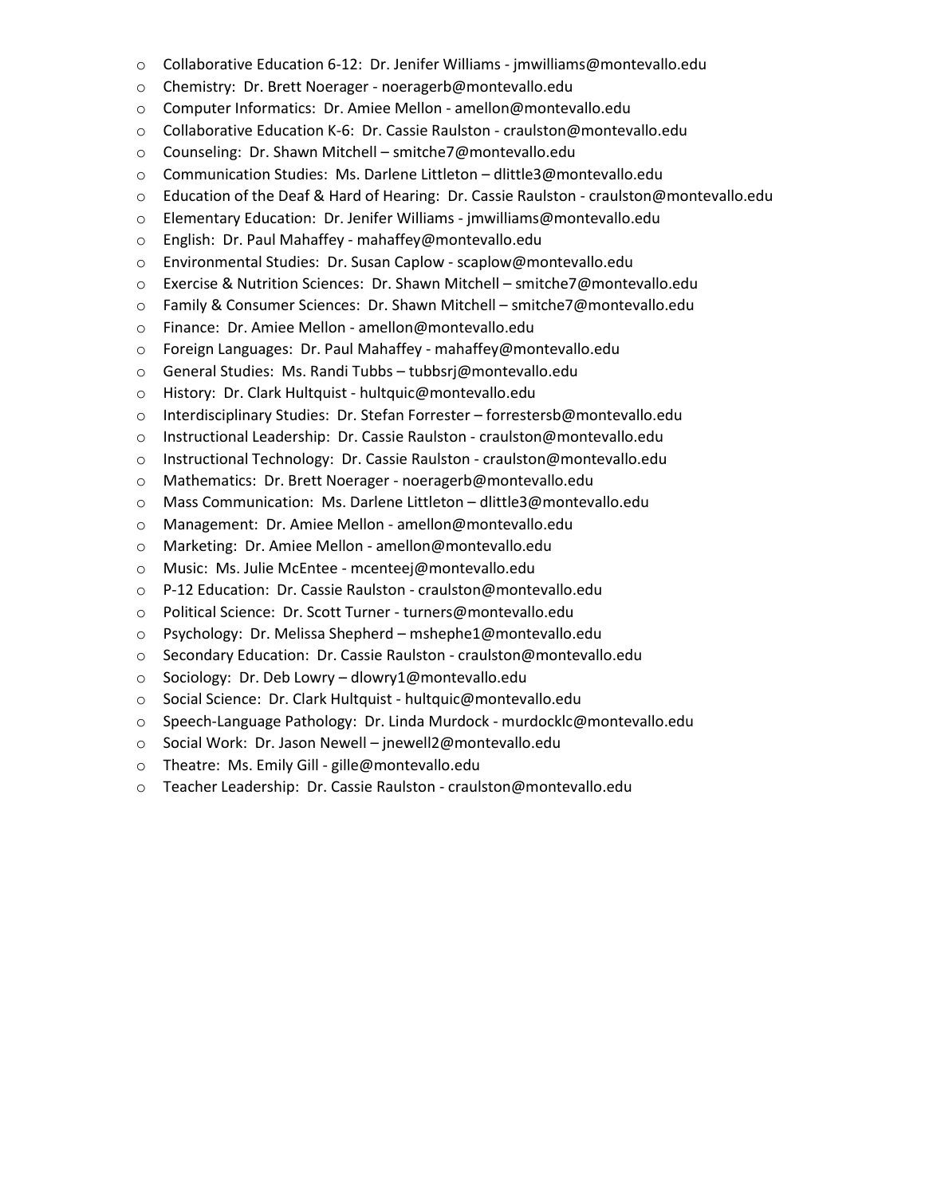- Collaborative Education 6-12: Dr. Jenifer Williams - jmwilliams@montevallo.edu
- Chemistry: Dr. Brett Noerager - noeragerb@montevallo.edu
- Computer Informatics: Dr. Amiee Mellon - amellon@montevallo.edu
- Collaborative Education K-6: Dr. Cassie Raulston - craulston@montevallo.edu
- Counseling: Dr. Shawn Mitchell – smitche7@montevallo.edu
- Communication Studies: Ms. Darlene Littleton – dlittle3@montevallo.edu
- Education of the Deaf & Hard of Hearing: Dr. Cassie Raulston - craulston@montevallo.edu
- Elementary Education: Dr. Jenifer Williams - jmwilliams@montevallo.edu
- English: Dr. Paul Mahaffey - mahaffey@montevallo.edu
- Environmental Studies: Dr. Susan Caplow - scaplow@montevallo.edu
- Exercise & Nutrition Sciences: Dr. Shawn Mitchell – smitche7@montevallo.edu
- Family & Consumer Sciences: Dr. Shawn Mitchell – smitche7@montevallo.edu
- Finance: Dr. Amiee Mellon - amellon@montevallo.edu
- Foreign Languages: Dr. Paul Mahaffey - mahaffey@montevallo.edu
- General Studies: Ms. Randi Tubbs – tubbsrj@montevallo.edu
- History: Dr. Clark Hultquist - hultquic@montevallo.edu
- Interdisciplinary Studies: Dr. Stefan Forrester – forrestersb@montevallo.edu
- Instructional Leadership: Dr. Cassie Raulston - craulston@montevallo.edu
- Instructional Technology: Dr. Cassie Raulston - craulston@montevallo.edu
- Mathematics: Dr. Brett Noerager - noeragerb@montevallo.edu
- Mass Communication: Ms. Darlene Littleton – dlittle3@montevallo.edu
- Management: Dr. Amiee Mellon - amellon@montevallo.edu
- Marketing: Dr. Amiee Mellon - amellon@montevallo.edu
- Music: Ms. Julie McEntee - mcenteej@montevallo.edu
- P-12 Education: Dr. Cassie Raulston - craulston@montevallo.edu
- Political Science: Dr. Scott Turner - turners@montevallo.edu
- Psychology: Dr. Melissa Shepherd – mshephe1@montevallo.edu
- Secondary Education: Dr. Cassie Raulston - craulston@montevallo.edu
- Sociology: Dr. Deb Lowry – dlowry1@montevallo.edu
- Social Science: Dr. Clark Hultquist - hultquic@montevallo.edu
- Speech-Language Pathology: Dr. Linda Murdock - murdocklc@montevallo.edu
- Social Work: Dr. Jason Newell – jnewell2@montevallo.edu
- Theatre: Ms. Emily Gill - gille@montevallo.edu
- Teacher Leadership: Dr. Cassie Raulston - craulston@montevallo.edu